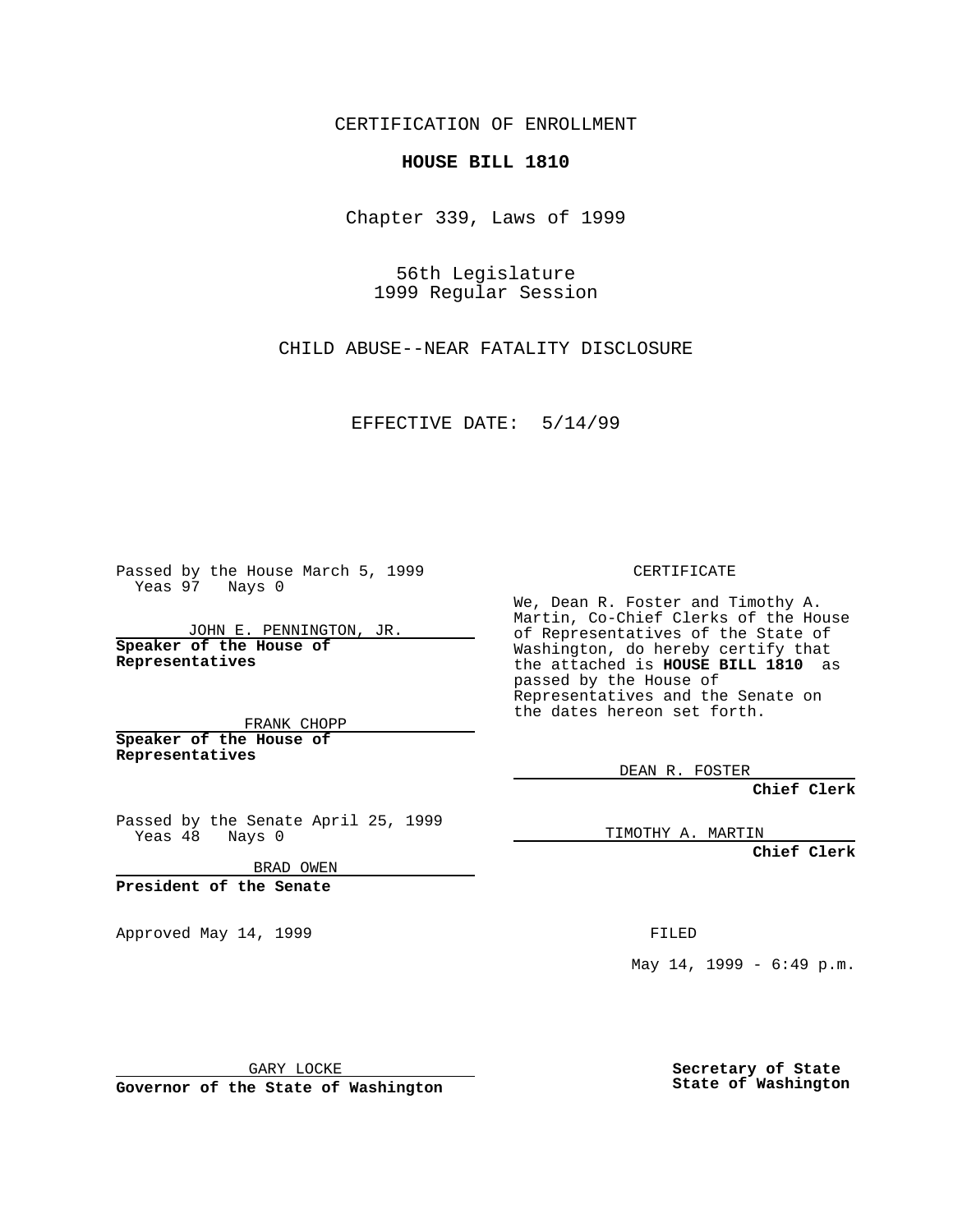CERTIFICATION OF ENROLLMENT

**HOUSE BILL 1810**

Chapter 339, Laws of 1999

56th Legislature
1999 Regular Session

CHILD ABUSE--NEAR FATALITY DISCLOSURE

EFFECTIVE DATE: 5/14/99

Passed by the House March 5, 1999
Yeas 97 Nays 0

JOHN E. PENNINGTON, JR.
**Speaker of the House of Representatives**

FRANK CHOPP
**Speaker of the House of Representatives**

Passed by the Senate April 25, 1999
Yeas 48 Nays 0

BRAD OWEN
**President of the Senate**

Approved May 14, 1999

GARY LOCKE
**Governor of the State of Washington**

CERTIFICATE

We, Dean R. Foster and Timothy A. Martin, Co-Chief Clerks of the House of Representatives of the State of Washington, do hereby certify that the attached is **HOUSE BILL 1810** as passed by the House of Representatives and the Senate on the dates hereon set forth.

DEAN R. FOSTER
**Chief Clerk**

TIMOTHY A. MARTIN
**Chief Clerk**

FILED

May 14, 1999 - 6:49 p.m.

**Secretary of State**
**State of Washington**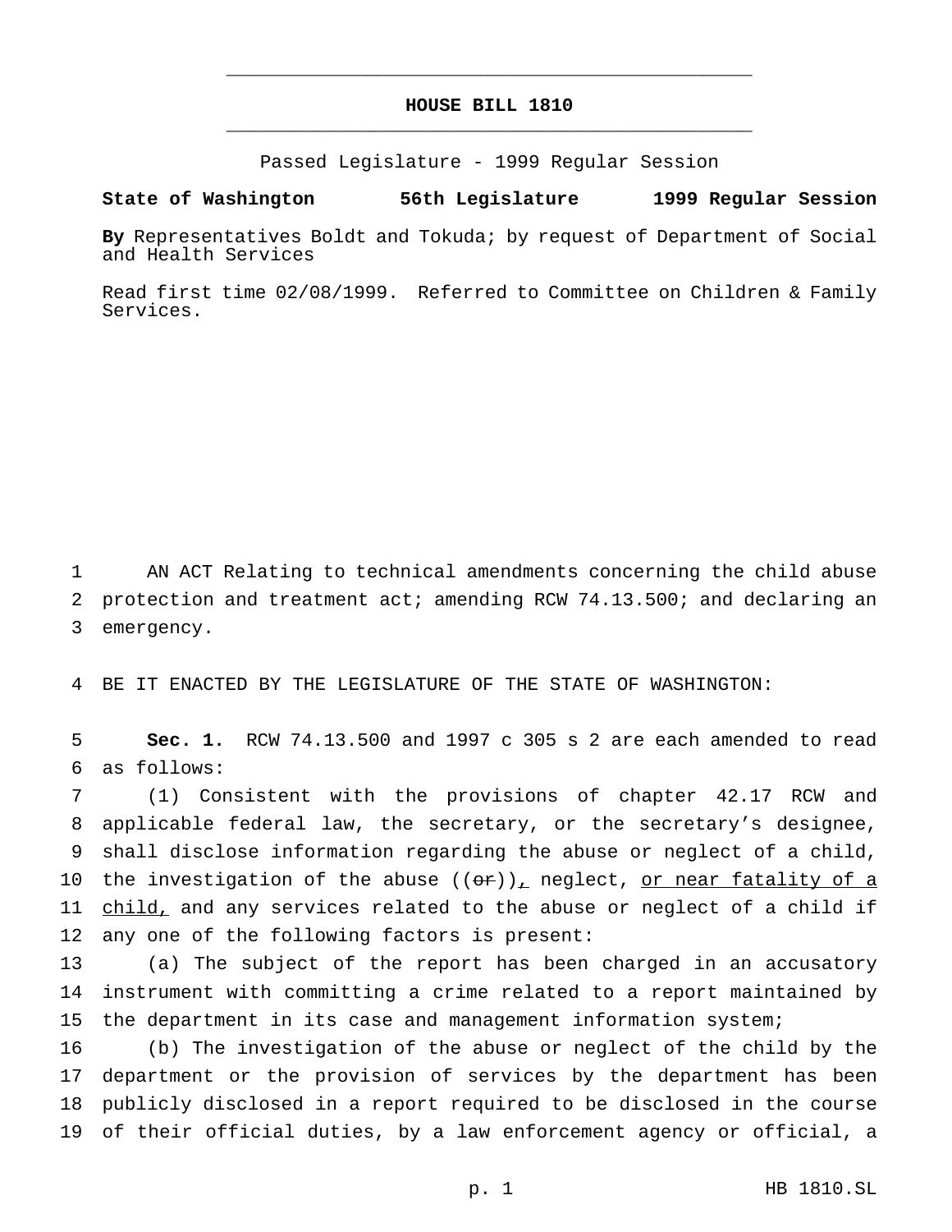# HOUSE BILL 1810

Passed Legislature - 1999 Regular Session

**State of Washington 56th Legislature 1999 Regular Session**

**By** Representatives Boldt and Tokuda; by request of Department of Social and Health Services

Read first time 02/08/1999. Referred to Committee on Children & Family Services.

1 AN ACT Relating to technical amendments concerning the child abuse
2 protection and treatment act; amending RCW 74.13.500; and declaring an
3 emergency.

4 BE IT ENACTED BY THE LEGISLATURE OF THE STATE OF WASHINGTON:

5 **Sec. 1.** RCW 74.13.500 and 1997 c 305 s 2 are each amended to read
6 as follows:

7 (1) Consistent with the provisions of chapter 42.17 RCW and
8 applicable federal law, the secretary, or the secretary's designee,
9 shall disclose information regarding the abuse or neglect of a child,
10 the investigation of the abuse ((~~or~~)), neglect, or near fatality of a
11 child, and any services related to the abuse or neglect of a child if
12 any one of the following factors is present:

13 (a) The subject of the report has been charged in an accusatory
14 instrument with committing a crime related to a report maintained by
15 the department in its case and management information system;

16 (b) The investigation of the abuse or neglect of the child by the
17 department or the provision of services by the department has been
18 publicly disclosed in a report required to be disclosed in the course
19 of their official duties, by a law enforcement agency or official, a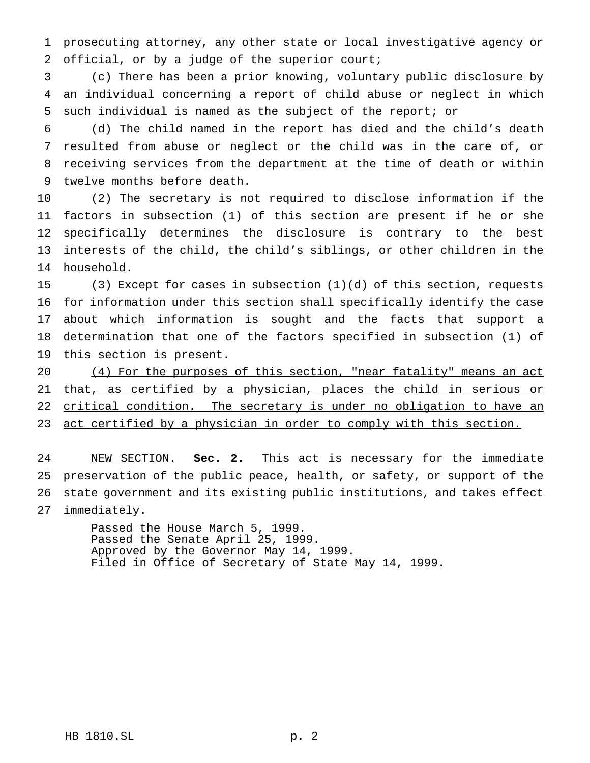prosecuting attorney, any other state or local investigative agency or official, or by a judge of the superior court;

(c) There has been a prior knowing, voluntary public disclosure by an individual concerning a report of child abuse or neglect in which such individual is named as the subject of the report; or

(d) The child named in the report has died and the child's death resulted from abuse or neglect or the child was in the care of, or receiving services from the department at the time of death or within twelve months before death.

(2) The secretary is not required to disclose information if the factors in subsection (1) of this section are present if he or she specifically determines the disclosure is contrary to the best interests of the child, the child's siblings, or other children in the household.

(3) Except for cases in subsection (1)(d) of this section, requests for information under this section shall specifically identify the case about which information is sought and the facts that support a determination that one of the factors specified in subsection (1) of this section is present.

<u>(4) For the purposes of this section, "near fatality" means an act that, as certified by a physician, places the child in serious or critical condition. The secretary is under no obligation to have an act certified by a physician in order to comply with this section.</u>

<u>NEW SECTION.</u> **Sec. 2.** This act is necessary for the immediate preservation of the public peace, health, or safety, or support of the state government and its existing public institutions, and takes effect immediately.

Passed the House March 5, 1999.
Passed the Senate April 25, 1999.
Approved by the Governor May 14, 1999.
Filed in Office of Secretary of State May 14, 1999.